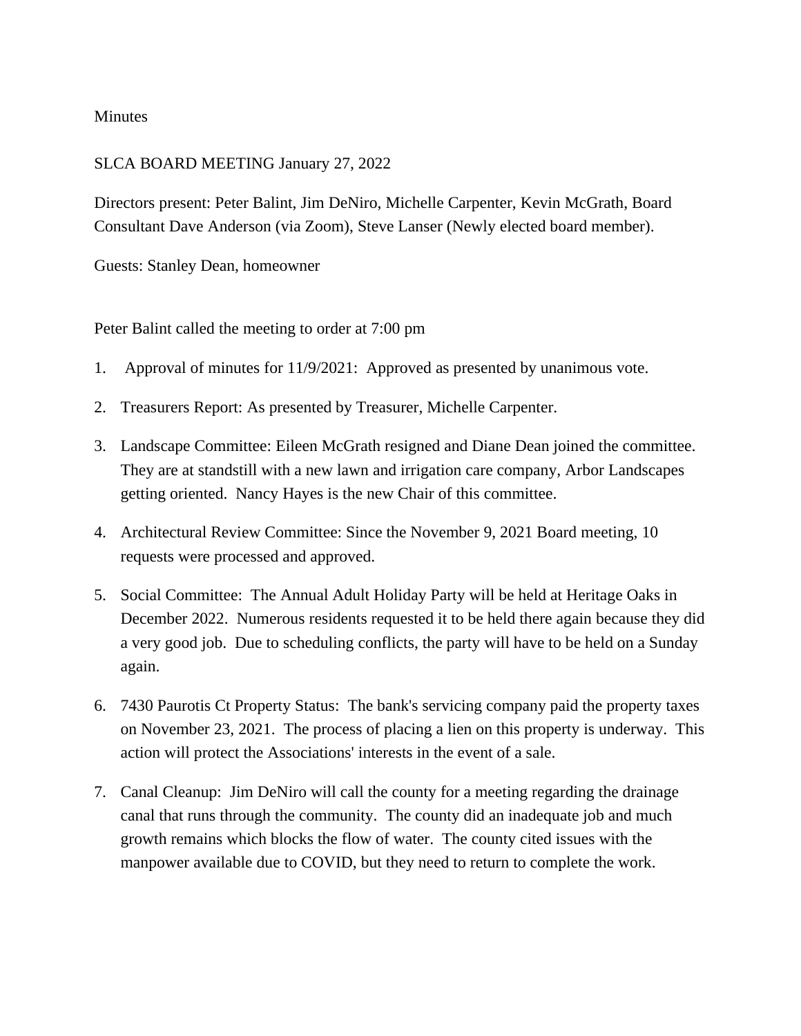Minutes

SLCA BOARD MEETING January 27, 2022

Directors present: Peter Balint, Jim DeNiro, Michelle Carpenter, Kevin McGrath, Board Consultant Dave Anderson (via Zoom), Steve Lanser (Newly elected board member).

Guests: Stanley Dean, homeowner

Peter Balint called the meeting to order at 7:00 pm

1. Approval of minutes for 11/9/2021: Approved as presented by unanimous vote.
2. Treasurers Report: As presented by Treasurer, Michelle Carpenter.
3. Landscape Committee: Eileen McGrath resigned and Diane Dean joined the committee. They are at standstill with a new lawn and irrigation care company, Arbor Landscapes getting oriented. Nancy Hayes is the new Chair of this committee.
4. Architectural Review Committee: Since the November 9, 2021 Board meeting, 10 requests were processed and approved.
5. Social Committee: The Annual Adult Holiday Party will be held at Heritage Oaks in December 2022. Numerous residents requested it to be held there again because they did a very good job. Due to scheduling conflicts, the party will have to be held on a Sunday again.
6. 7430 Paurotis Ct Property Status: The bank's servicing company paid the property taxes on November 23, 2021. The process of placing a lien on this property is underway. This action will protect the Associations' interests in the event of a sale.
7. Canal Cleanup: Jim DeNiro will call the county for a meeting regarding the drainage canal that runs through the community. The county did an inadequate job and much growth remains which blocks the flow of water. The county cited issues with the manpower available due to COVID, but they need to return to complete the work.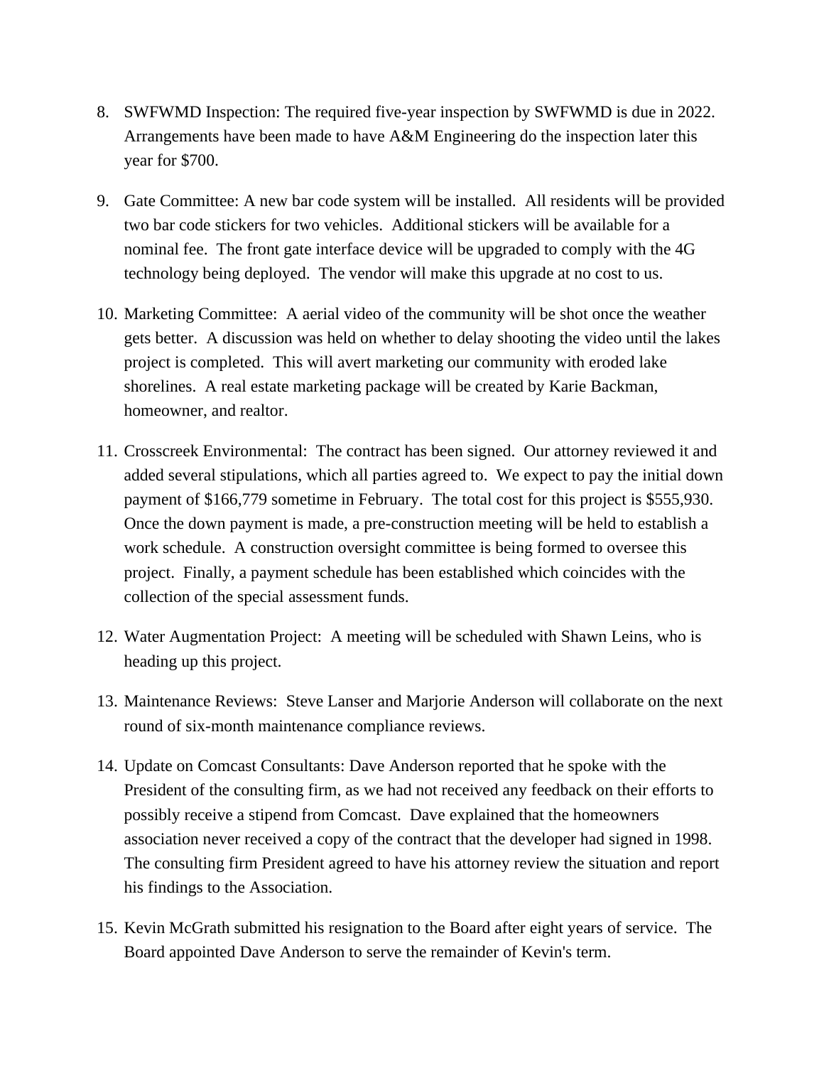8. SWFWMD Inspection: The required five-year inspection by SWFWMD is due in 2022. Arrangements have been made to have A&M Engineering do the inspection later this year for $700.

9. Gate Committee: A new bar code system will be installed. All residents will be provided two bar code stickers for two vehicles. Additional stickers will be available for a nominal fee. The front gate interface device will be upgraded to comply with the 4G technology being deployed. The vendor will make this upgrade at no cost to us.

10. Marketing Committee: A aerial video of the community will be shot once the weather gets better. A discussion was held on whether to delay shooting the video until the lakes project is completed. This will avert marketing our community with eroded lake shorelines. A real estate marketing package will be created by Karie Backman, homeowner, and realtor.

11. Crosscreek Environmental: The contract has been signed. Our attorney reviewed it and added several stipulations, which all parties agreed to. We expect to pay the initial down payment of $166,779 sometime in February. The total cost for this project is $555,930. Once the down payment is made, a pre-construction meeting will be held to establish a work schedule. A construction oversight committee is being formed to oversee this project. Finally, a payment schedule has been established which coincides with the collection of the special assessment funds.

12. Water Augmentation Project: A meeting will be scheduled with Shawn Leins, who is heading up this project.

13. Maintenance Reviews: Steve Lanser and Marjorie Anderson will collaborate on the next round of six-month maintenance compliance reviews.

14. Update on Comcast Consultants: Dave Anderson reported that he spoke with the President of the consulting firm, as we had not received any feedback on their efforts to possibly receive a stipend from Comcast. Dave explained that the homeowners association never received a copy of the contract that the developer had signed in 1998. The consulting firm President agreed to have his attorney review the situation and report his findings to the Association.

15. Kevin McGrath submitted his resignation to the Board after eight years of service. The Board appointed Dave Anderson to serve the remainder of Kevin's term.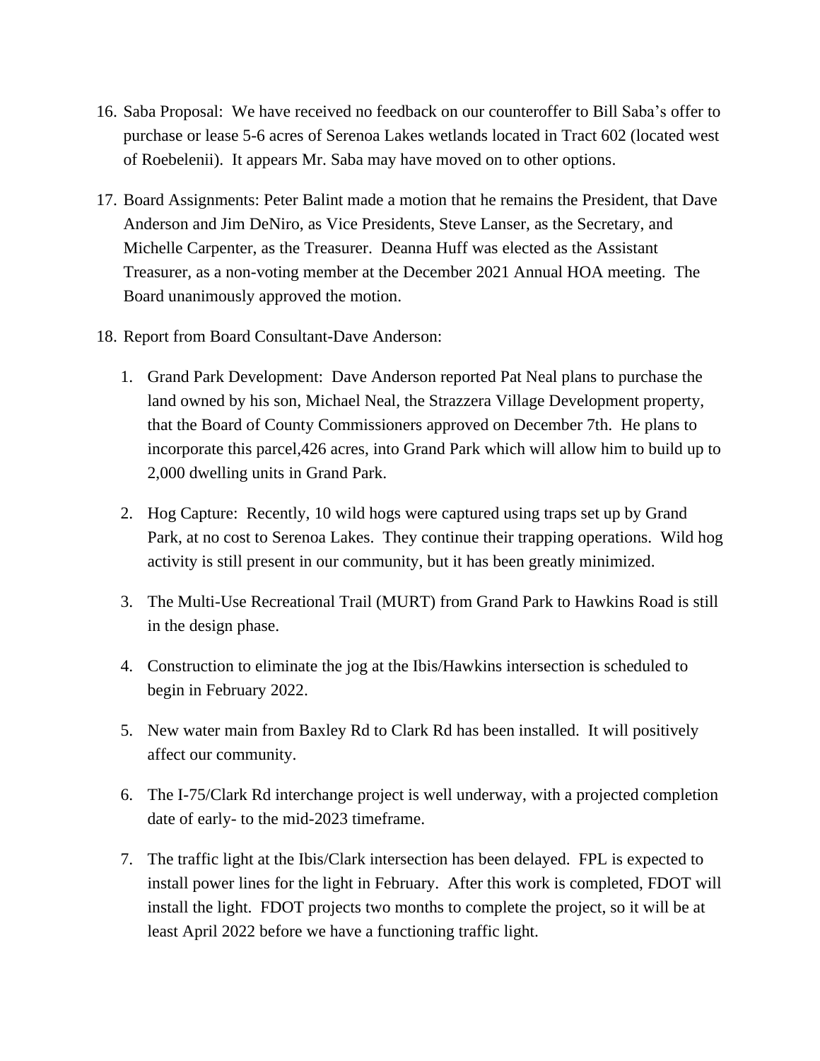16. Saba Proposal: We have received no feedback on our counteroffer to Bill Saba's offer to purchase or lease 5-6 acres of Serenoa Lakes wetlands located in Tract 602 (located west of Roebelenii). It appears Mr. Saba may have moved on to other options.

17. Board Assignments: Peter Balint made a motion that he remains the President, that Dave Anderson and Jim DeNiro, as Vice Presidents, Steve Lanser, as the Secretary, and Michelle Carpenter, as the Treasurer. Deanna Huff was elected as the Assistant Treasurer, as a non-voting member at the December 2021 Annual HOA meeting. The Board unanimously approved the motion.

18. Report from Board Consultant-Dave Anderson:

    1. Grand Park Development: Dave Anderson reported Pat Neal plans to purchase the land owned by his son, Michael Neal, the Strazzera Village Development property, that the Board of County Commissioners approved on December 7th. He plans to incorporate this parcel,426 acres, into Grand Park which will allow him to build up to 2,000 dwelling units in Grand Park.

    2. Hog Capture: Recently, 10 wild hogs were captured using traps set up by Grand Park, at no cost to Serenoa Lakes. They continue their trapping operations. Wild hog activity is still present in our community, but it has been greatly minimized.

    3. The Multi-Use Recreational Trail (MURT) from Grand Park to Hawkins Road is still in the design phase.

    4. Construction to eliminate the jog at the Ibis/Hawkins intersection is scheduled to begin in February 2022.

    5. New water main from Baxley Rd to Clark Rd has been installed. It will positively affect our community.

    6. The I-75/Clark Rd interchange project is well underway, with a projected completion date of early- to the mid-2023 timeframe.

    7. The traffic light at the Ibis/Clark intersection has been delayed. FPL is expected to install power lines for the light in February. After this work is completed, FDOT will install the light. FDOT projects two months to complete the project, so it will be at least April 2022 before we have a functioning traffic light.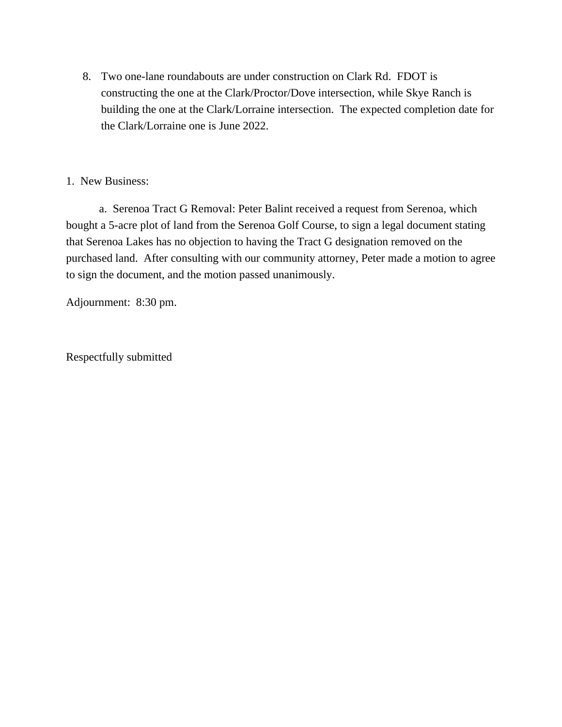8. Two one-lane roundabouts are under construction on Clark Rd. FDOT is constructing the one at the Clark/Proctor/Dove intersection, while Skye Ranch is building the one at the Clark/Lorraine intersection. The expected completion date for the Clark/Lorraine one is June 2022.

1. New Business:

    a. Serenoa Tract G Removal: Peter Balint received a request from Serenoa, which bought a 5-acre plot of land from the Serenoa Golf Course, to sign a legal document stating that Serenoa Lakes has no objection to having the Tract G designation removed on the purchased land. After consulting with our community attorney, Peter made a motion to agree to sign the document, and the motion passed unanimously.

Adjournment: 8:30 pm.

Respectfully submitted